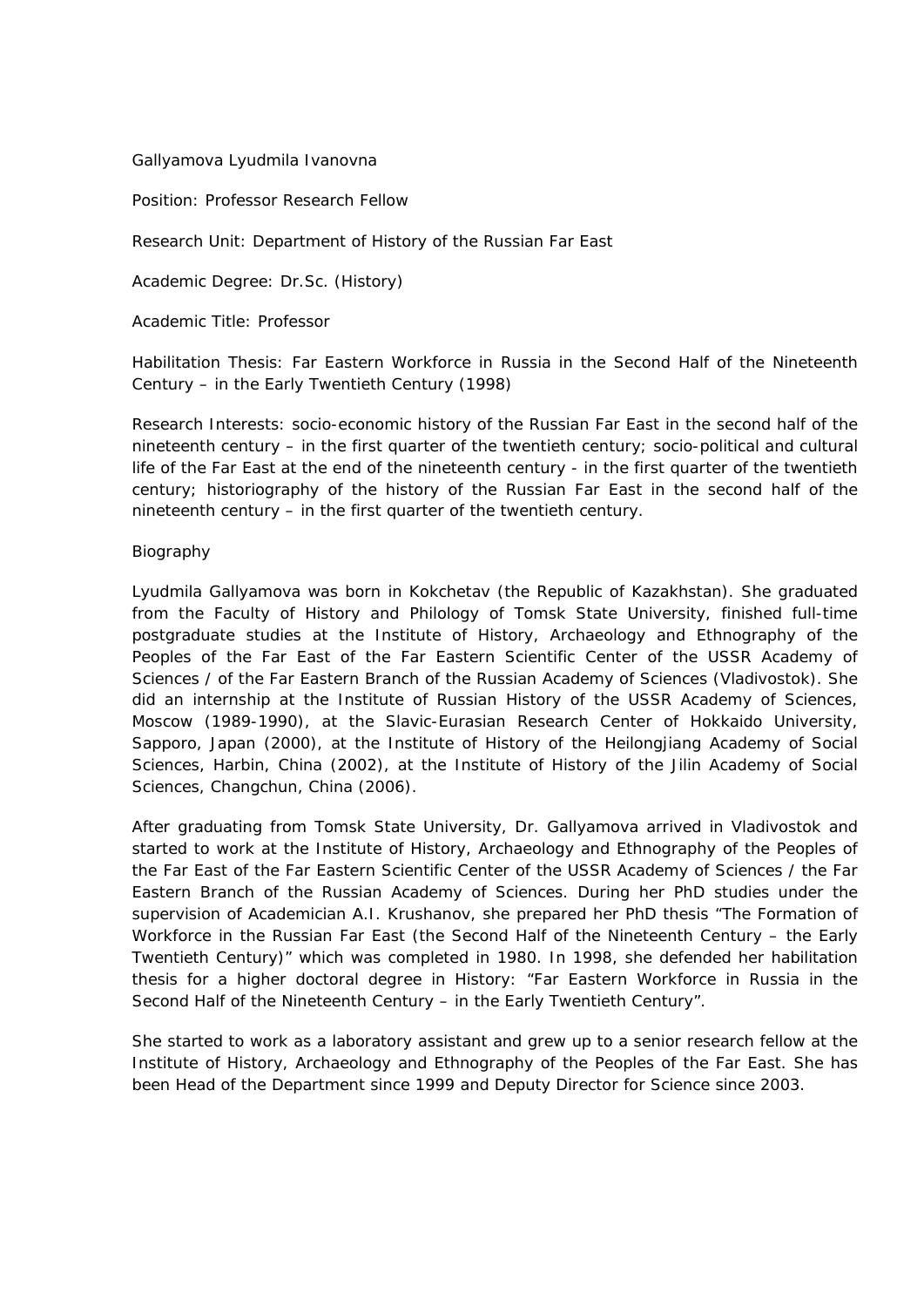Gallyamova Lyudmila Ivanovna

Position: Professor Research Fellow

Research Unit: Department of History of the Russian Far East

Academic Degree: Dr.Sc. (History)

Academic Title: Professor

Habilitation Thesis: Far Eastern Workforce in Russia in the Second Half of the Nineteenth Century – in the Early Twentieth Century (1998)

Research Interests: socio-economic history of the Russian Far East in the second half of the nineteenth century – in the first quarter of the twentieth century; socio-political and cultural life of the Far East at the end of the nineteenth century - in the first quarter of the twentieth century; historiography of the history of the Russian Far East in the second half of the nineteenth century – in the first quarter of the twentieth century.

Biography

Lyudmila Gallyamova was born in Kokchetav (the Republic of Kazakhstan). She graduated from the Faculty of History and Philology of Tomsk State University, finished full-time postgraduate studies at the Institute of History, Archaeology and Ethnography of the Peoples of the Far East of the Far Eastern Scientific Center of the USSR Academy of Sciences / of the Far Eastern Branch of the Russian Academy of Sciences (Vladivostok). She did an internship at the Institute of Russian History of the USSR Academy of Sciences, Moscow (1989-1990), at the Slavic-Eurasian Research Center of Hokkaido University, Sapporo, Japan (2000), at the Institute of History of the Heilongjiang Academy of Social Sciences, Harbin, China (2002), at the Institute of History of the Jilin Academy of Social Sciences, Changchun, China (2006).

After graduating from Tomsk State University, Dr. Gallyamova arrived in Vladivostok and started to work at the Institute of History, Archaeology and Ethnography of the Peoples of the Far East of the Far Eastern Scientific Center of the USSR Academy of Sciences / the Far Eastern Branch of the Russian Academy of Sciences. During her PhD studies under the supervision of Academician A.I. Krushanov, she prepared her PhD thesis "The Formation of Workforce in the Russian Far East (the Second Half of the Nineteenth Century – the Early Twentieth Century)" which was completed in 1980. In 1998, she defended her habilitation thesis for a higher doctoral degree in History: "Far Eastern Workforce in Russia in the Second Half of the Nineteenth Century – in the Early Twentieth Century".

She started to work as a laboratory assistant and grew up to a senior research fellow at the Institute of History, Archaeology and Ethnography of the Peoples of the Far East. She has been Head of the Department since 1999 and Deputy Director for Science since 2003.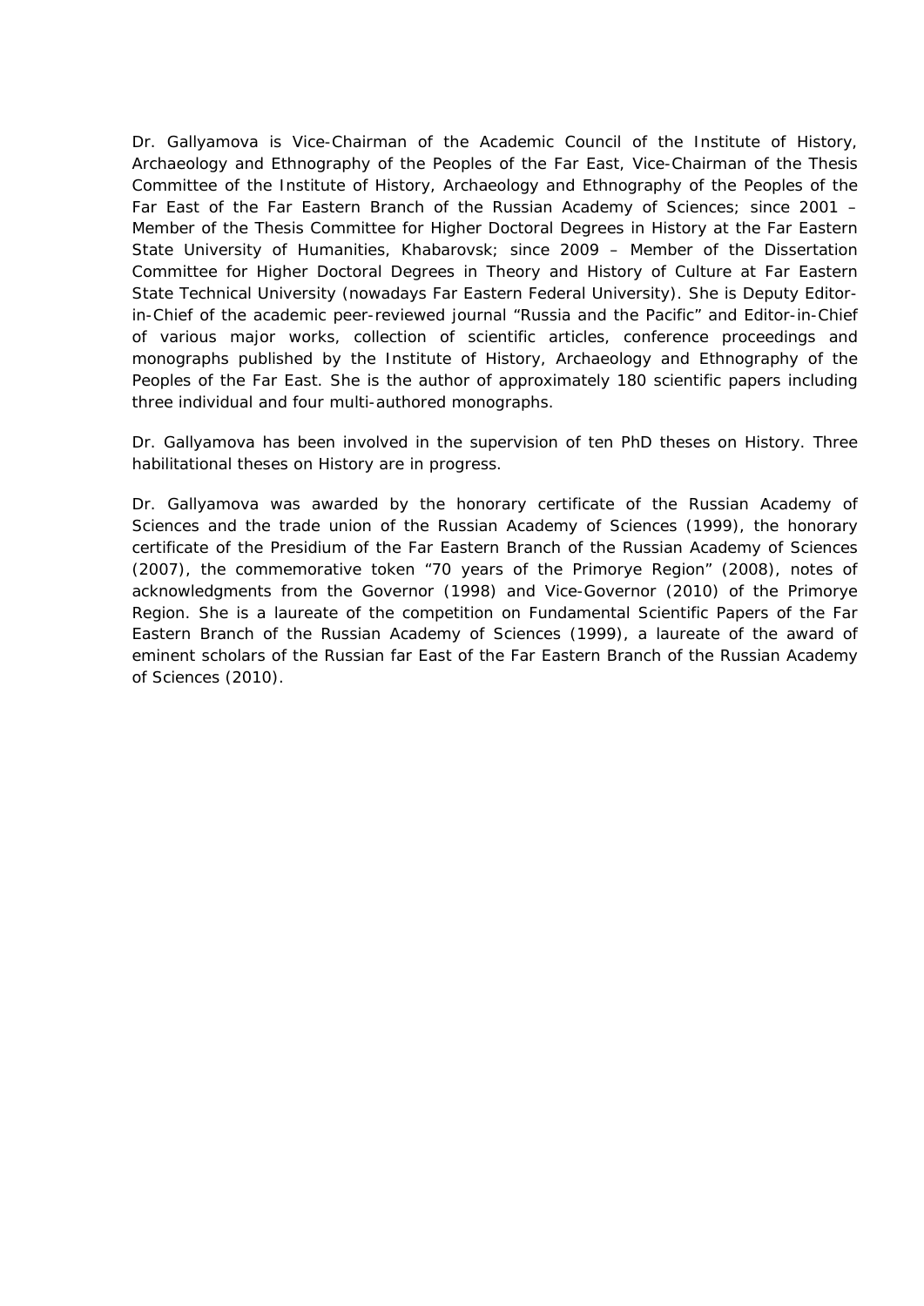Dr. Gallyamova is Vice-Chairman of the Academic Council of the Institute of History, Archaeology and Ethnography of the Peoples of the Far East, Vice-Chairman of the Thesis Committee of the Institute of History, Archaeology and Ethnography of the Peoples of the Far East of the Far Eastern Branch of the Russian Academy of Sciences; since 2001 – Member of the Thesis Committee for Higher Doctoral Degrees in History at the Far Eastern State University of Humanities, Khabarovsk; since 2009 – Member of the Dissertation Committee for Higher Doctoral Degrees in Theory and History of Culture at Far Eastern State Technical University (nowadays Far Eastern Federal University). She is Deputy Editor-in-Chief of the academic peer-reviewed journal “Russia and the Pacific” and Editor-in-Chief of various major works, collection of scientific articles, conference proceedings and monographs published by the Institute of History, Archaeology and Ethnography of the Peoples of the Far East. She is the author of approximately 180 scientific papers including three individual and four multi-authored monographs.

Dr. Gallyamova has been involved in the supervision of ten PhD theses on History. Three habilitational theses on History are in progress.

Dr. Gallyamova was awarded by the honorary certificate of the Russian Academy of Sciences and the trade union of the Russian Academy of Sciences (1999), the honorary certificate of the Presidium of the Far Eastern Branch of the Russian Academy of Sciences (2007), the commemorative token “70 years of the Primorye Region” (2008), notes of acknowledgments from the Governor (1998) and Vice-Governor (2010) of the Primorye Region. She is a laureate of the competition on Fundamental Scientific Papers of the Far Eastern Branch of the Russian Academy of Sciences (1999), a laureate of the award of eminent scholars of the Russian far East of the Far Eastern Branch of the Russian Academy of Sciences (2010).